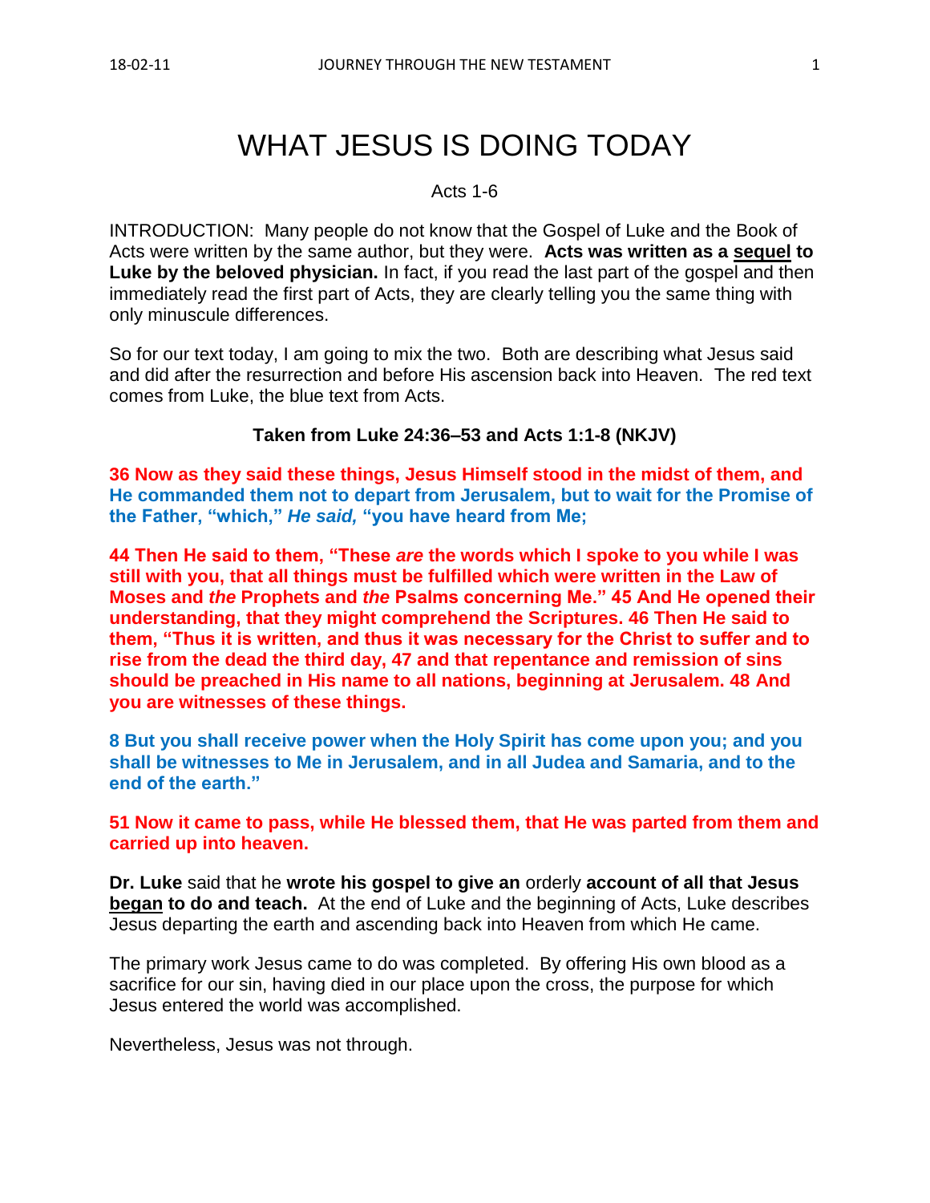# WHAT JESUS IS DOING TODAY

Acts 1-6

INTRODUCTION: Many people do not know that the Gospel of Luke and the Book of Acts were written by the same author, but they were. **Acts was written as a <u>sequel</u> to Luke by the beloved physician.** In fact, if you read the last part of the gospel and then immediately read the first part of Acts, they are clearly telling you the same thing with only minuscule differences.

So for our text today, I am going to mix the two. Both are describing what Jesus said and did after the resurrection and before His ascension back into Heaven. The red text comes from Luke, the blue text from Acts.

**Taken from Luke 24:36–53 and Acts 1:1-8 (NKJV)**

**36 Now as they said these things, Jesus Himself stood in the midst of them, and He commanded them not to depart from Jerusalem, but to wait for the Promise of the Father, "which,"** ***He said,*** **"you have heard from Me;**

**44 Then He said to them, "These** ***are*** **the words which I spoke to you while I was still with you, that all things must be fulfilled which were written in the Law of Moses and** ***the*** **Prophets and** ***the*** **Psalms concerning Me." 45 And He opened their understanding, that they might comprehend the Scriptures. 46 Then He said to them, "Thus it is written, and thus it was necessary for the Christ to suffer and to rise from the dead the third day, 47 and that repentance and remission of sins should be preached in His name to all nations, beginning at Jerusalem. 48 And you are witnesses of these things.**

**8 But you shall receive power when the Holy Spirit has come upon you; and you shall be witnesses to Me in Jerusalem, and in all Judea and Samaria, and to the end of the earth."**

**51 Now it came to pass, while He blessed them, that He was parted from them and carried up into heaven.**

**Dr. Luke** said that he **wrote his gospel to give an** orderly **account of all that Jesus <u>began</u> to do and teach.** At the end of Luke and the beginning of Acts, Luke describes Jesus departing the earth and ascending back into Heaven from which He came.

The primary work Jesus came to do was completed. By offering His own blood as a sacrifice for our sin, having died in our place upon the cross, the purpose for which Jesus entered the world was accomplished.

Nevertheless, Jesus was not through.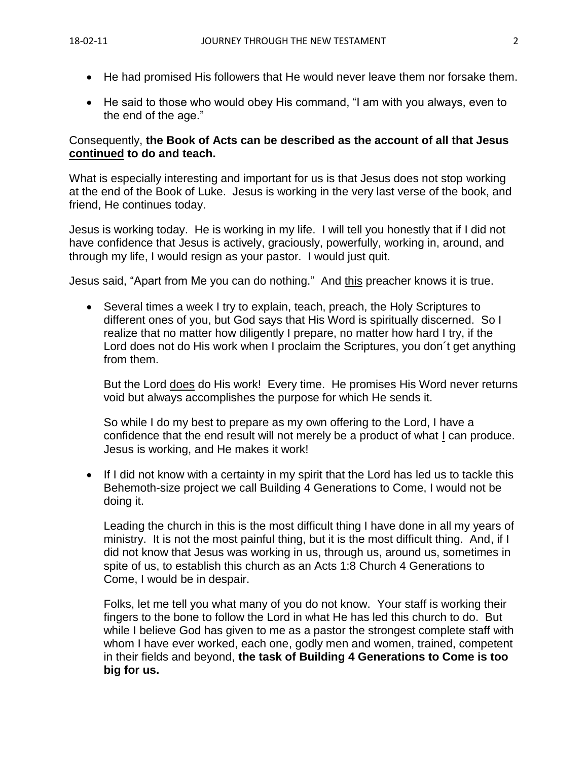- He had promised His followers that He would never leave them nor forsake them.
- He said to those who would obey His command, "I am with you always, even to the end of the age."

Consequently, **the Book of Acts can be described as the account of all that Jesus <u>continued</u> to do and teach.**

What is especially interesting and important for us is that Jesus does not stop working at the end of the Book of Luke. Jesus is working in the very last verse of the book, and friend, He continues today.

Jesus is working today. He is working in my life. I will tell you honestly that if I did not have confidence that Jesus is actively, graciously, powerfully, working in, around, and through my life, I would resign as your pastor. I would just quit.

Jesus said, "Apart from Me you can do nothing." And <u>this</u> preacher knows it is true.

- Several times a week I try to explain, teach, preach, the Holy Scriptures to different ones of you, but God says that His Word is spiritually discerned. So I realize that no matter how diligently I prepare, no matter how hard I try, if the Lord does not do His work when I proclaim the Scriptures, you don´t get anything from them.

  But the Lord <u>does</u> do His work! Every time. He promises His Word never returns void but always accomplishes the purpose for which He sends it.

  So while I do my best to prepare as my own offering to the Lord, I have a confidence that the end result will not merely be a product of what <u>I</u> can produce. Jesus is working, and He makes it work!

- If I did not know with a certainty in my spirit that the Lord has led us to tackle this Behemoth-size project we call Building 4 Generations to Come, I would not be doing it.

  Leading the church in this is the most difficult thing I have done in all my years of ministry. It is not the most painful thing, but it is the most difficult thing. And, if I did not know that Jesus was working in us, through us, around us, sometimes in spite of us, to establish this church as an Acts 1:8 Church 4 Generations to Come, I would be in despair.

  Folks, let me tell you what many of you do not know. Your staff is working their fingers to the bone to follow the Lord in what He has led this church to do. But while I believe God has given to me as a pastor the strongest complete staff with whom I have ever worked, each one, godly men and women, trained, competent in their fields and beyond, **the task of Building 4 Generations to Come is too big for us.**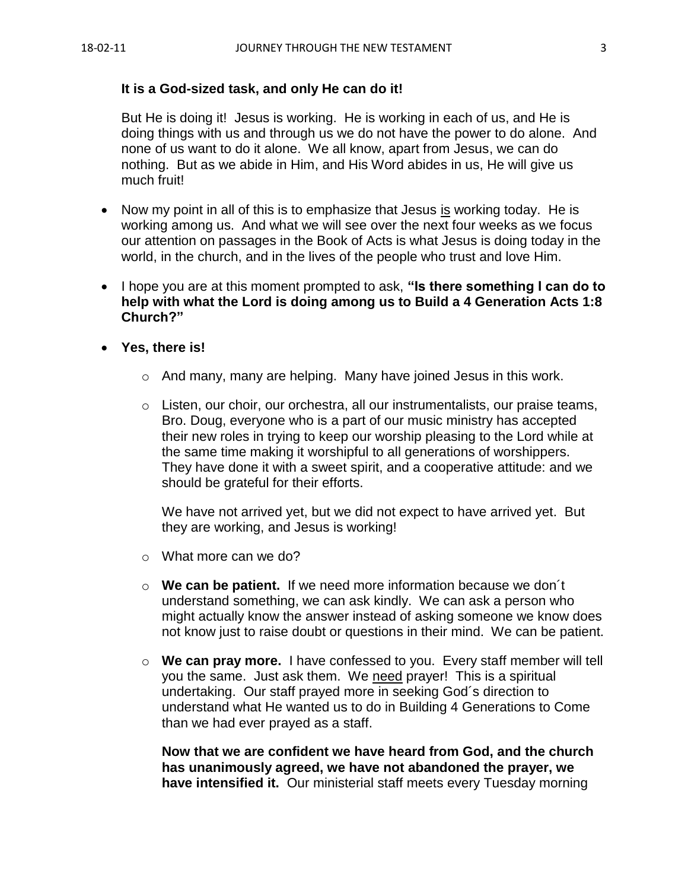**It is a God-sized task, and only He can do it!**

But He is doing it! Jesus is working. He is working in each of us, and He is doing things with us and through us we do not have the power to do alone. And none of us want to do it alone. We all know, apart from Jesus, we can do nothing. But as we abide in Him, and His Word abides in us, He will give us much fruit!

- Now my point in all of this is to emphasize that Jesus is working today. He is working among us. And what we will see over the next four weeks as we focus our attention on passages in the Book of Acts is what Jesus is doing today in the world, in the church, and in the lives of the people who trust and love Him.
- I hope you are at this moment prompted to ask, **"Is there something I can do to help with what the Lord is doing among us to Build a 4 Generation Acts 1:8 Church?"**
- **Yes, there is!**
  - And many, many are helping. Many have joined Jesus in this work.
  - Listen, our choir, our orchestra, all our instrumentalists, our praise teams, Bro. Doug, everyone who is a part of our music ministry has accepted their new roles in trying to keep our worship pleasing to the Lord while at the same time making it worshipful to all generations of worshippers. They have done it with a sweet spirit, a cooperative attitude: and we should be grateful for their efforts.

    We have not arrived yet, but we did not expect to have arrived yet. But they are working, and Jesus is working!
  - What more can we do?
  - **We can be patient.** If we need more information because we don´t understand something, we can ask kindly. We can ask a person who might actually know the answer instead of asking someone we know does not know just to raise doubt or questions in their mind. We can be patient.
  - **We can pray more.** I have confessed to you. Every staff member will tell you the same. Just ask them. We need prayer! This is a spiritual undertaking. Our staff prayed more in seeking God´s direction to understand what He wanted us to do in Building 4 Generations to Come than we had ever prayed as a staff.

    **Now that we are confident we have heard from God, and the church has unanimously agreed, we have not abandoned the prayer, we have intensified it.** Our ministerial staff meets every Tuesday morning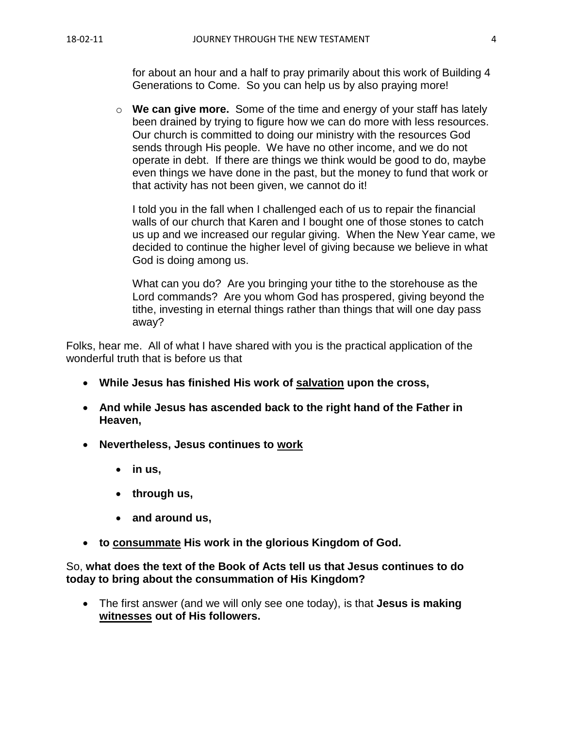for about an hour and a half to pray primarily about this work of Building 4 Generations to Come. So you can help us by also praying more!

- **We can give more.** Some of the time and energy of your staff has lately been drained by trying to figure how we can do more with less resources. Our church is committed to doing our ministry with the resources God sends through His people. We have no other income, and we do not operate in debt. If there are things we think would be good to do, maybe even things we have done in the past, but the money to fund that work or that activity has not been given, we cannot do it!

  I told you in the fall when I challenged each of us to repair the financial walls of our church that Karen and I bought one of those stones to catch us up and we increased our regular giving. When the New Year came, we decided to continue the higher level of giving because we believe in what God is doing among us.

  What can you do? Are you bringing your tithe to the storehouse as the Lord commands? Are you whom God has prospered, giving beyond the tithe, investing in eternal things rather than things that will one day pass away?

Folks, hear me. All of what I have shared with you is the practical application of the wonderful truth that is before us that

- **While Jesus has finished His work of <u>salvation</u> upon the cross,**
- **And while Jesus has ascended back to the right hand of the Father in Heaven,**
- **Nevertheless, Jesus continues to <u>work</u>**
  - **in us,**
  - **through us,**
  - **and around us,**
- **to <u>consummate</u> His work in the glorious Kingdom of God.**

So, **what does the text of the Book of Acts tell us that Jesus continues to do today to bring about the consummation of His Kingdom?**

- The first answer (and we will only see one today), is that **Jesus is making <u>witnesses</u> out of His followers.**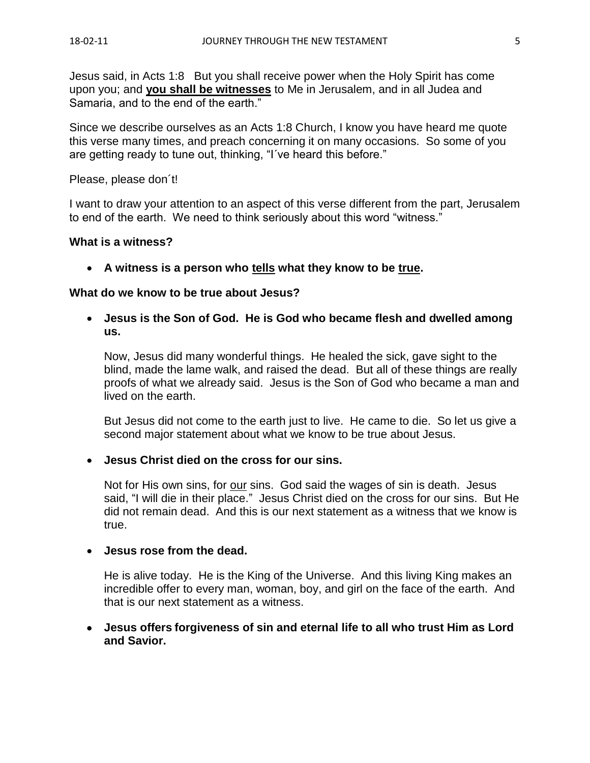Jesus said, in Acts 1:8 But you shall receive power when the Holy Spirit has come upon you; and **<u>you shall be witnesses</u>** to Me in Jerusalem, and in all Judea and Samaria, and to the end of the earth."

Since we describe ourselves as an Acts 1:8 Church, I know you have heard me quote this verse many times, and preach concerning it on many occasions. So some of you are getting ready to tune out, thinking, "I´ve heard this before."

Please, please don´t!

I want to draw your attention to an aspect of this verse different from the part, Jerusalem to end of the earth. We need to think seriously about this word "witness."

**What is a witness?**

- **A witness is a person who <u>tells</u> what they know to be <u>true</u>.**

**What do we know to be true about Jesus?**

- **Jesus is the Son of God. He is God who became flesh and dwelled among us.**

  Now, Jesus did many wonderful things. He healed the sick, gave sight to the blind, made the lame walk, and raised the dead. But all of these things are really proofs of what we already said. Jesus is the Son of God who became a man and lived on the earth.

  But Jesus did not come to the earth just to live. He came to die. So let us give a second major statement about what we know to be true about Jesus.

- **Jesus Christ died on the cross for our sins.**

  Not for His own sins, for <u>our</u> sins. God said the wages of sin is death. Jesus said, "I will die in their place." Jesus Christ died on the cross for our sins. But He did not remain dead. And this is our next statement as a witness that we know is true.

- **Jesus rose from the dead.**

  He is alive today. He is the King of the Universe. And this living King makes an incredible offer to every man, woman, boy, and girl on the face of the earth. And that is our next statement as a witness.

- **Jesus offers forgiveness of sin and eternal life to all who trust Him as Lord and Savior.**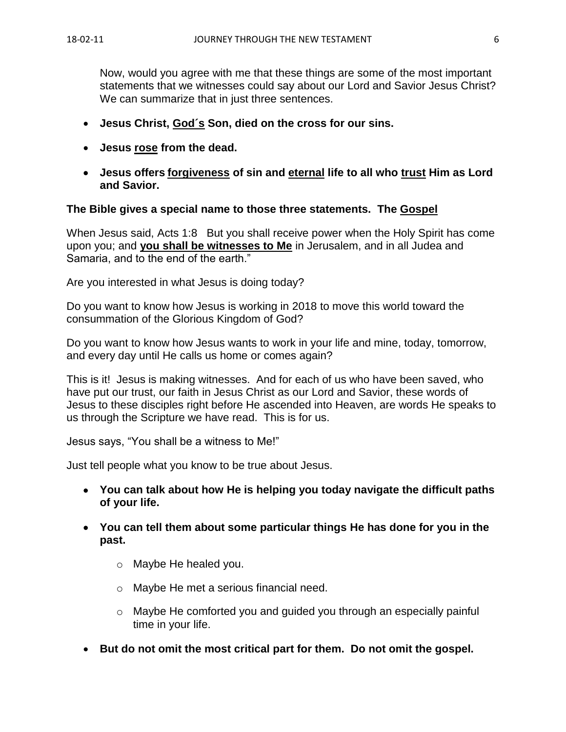Now, would you agree with me that these things are some of the most important statements that we witnesses could say about our Lord and Savior Jesus Christ? We can summarize that in just three sentences.

- **Jesus Christ, <u>God´s</u> Son, died on the cross for our sins.**
- **Jesus <u>rose</u> from the dead.**
- **Jesus offers <u>forgiveness</u> of sin and <u>eternal</u> life to all who <u>trust</u> Him as Lord and Savior.**

**The Bible gives a special name to those three statements. The <u>Gospel</u>**

When Jesus said, Acts 1:8 But you shall receive power when the Holy Spirit has come upon you; and **<u>you shall be witnesses to Me</u>** in Jerusalem, and in all Judea and Samaria, and to the end of the earth."

Are you interested in what Jesus is doing today?

Do you want to know how Jesus is working in 2018 to move this world toward the consummation of the Glorious Kingdom of God?

Do you want to know how Jesus wants to work in your life and mine, today, tomorrow, and every day until He calls us home or comes again?

This is it! Jesus is making witnesses. And for each of us who have been saved, who have put our trust, our faith in Jesus Christ as our Lord and Savior, these words of Jesus to these disciples right before He ascended into Heaven, are words He speaks to us through the Scripture we have read. This is for us.

Jesus says, "You shall be a witness to Me!"

Just tell people what you know to be true about Jesus.

- **You can talk about how He is helping you today navigate the difficult paths of your life.**
- **You can tell them about some particular things He has done for you in the past.**
    - Maybe He healed you.
    - Maybe He met a serious financial need.
    - Maybe He comforted you and guided you through an especially painful time in your life.
- **But do not omit the most critical part for them. Do not omit the gospel.**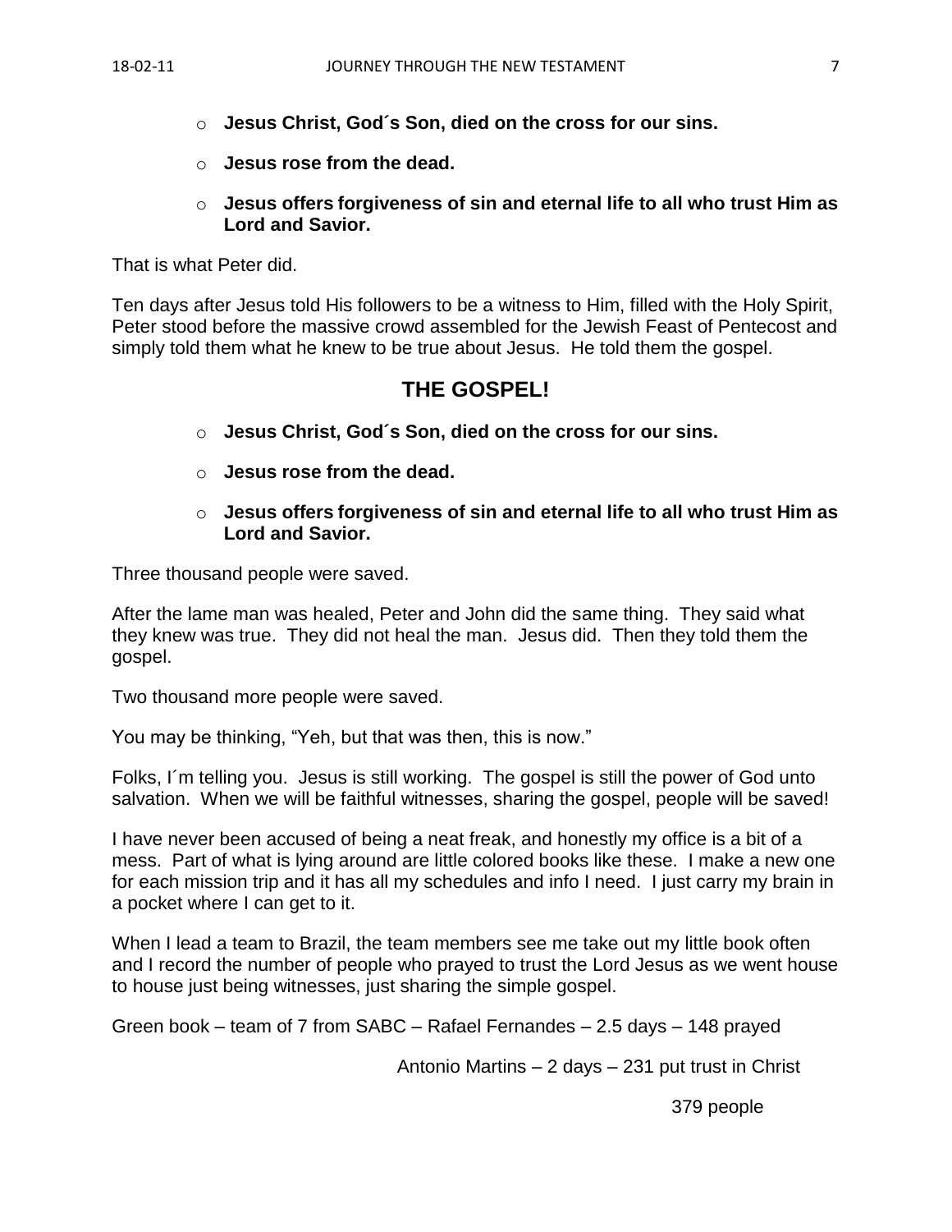- **Jesus Christ, God´s Son, died on the cross for our sins.**
- **Jesus rose from the dead.**
- **Jesus offers forgiveness of sin and eternal life to all who trust Him as Lord and Savior.**

That is what Peter did.

Ten days after Jesus told His followers to be a witness to Him, filled with the Holy Spirit, Peter stood before the massive crowd assembled for the Jewish Feast of Pentecost and simply told them what he knew to be true about Jesus. He told them the gospel.

## THE GOSPEL!

- **Jesus Christ, God´s Son, died on the cross for our sins.**
- **Jesus rose from the dead.**
- **Jesus offers forgiveness of sin and eternal life to all who trust Him as Lord and Savior.**

Three thousand people were saved.

After the lame man was healed, Peter and John did the same thing. They said what they knew was true. They did not heal the man. Jesus did. Then they told them the gospel.

Two thousand more people were saved.

You may be thinking, "Yeh, but that was then, this is now."

Folks, I´m telling you. Jesus is still working. The gospel is still the power of God unto salvation. When we will be faithful witnesses, sharing the gospel, people will be saved!

I have never been accused of being a neat freak, and honestly my office is a bit of a mess. Part of what is lying around are little colored books like these. I make a new one for each mission trip and it has all my schedules and info I need. I just carry my brain in a pocket where I can get to it.

When I lead a team to Brazil, the team members see me take out my little book often and I record the number of people who prayed to trust the Lord Jesus as we went house to house just being witnesses, just sharing the simple gospel.

Green book – team of 7 from SABC – Rafael Fernandes – 2.5 days – 148 prayed

Antonio Martins – 2 days – 231 put trust in Christ

379 people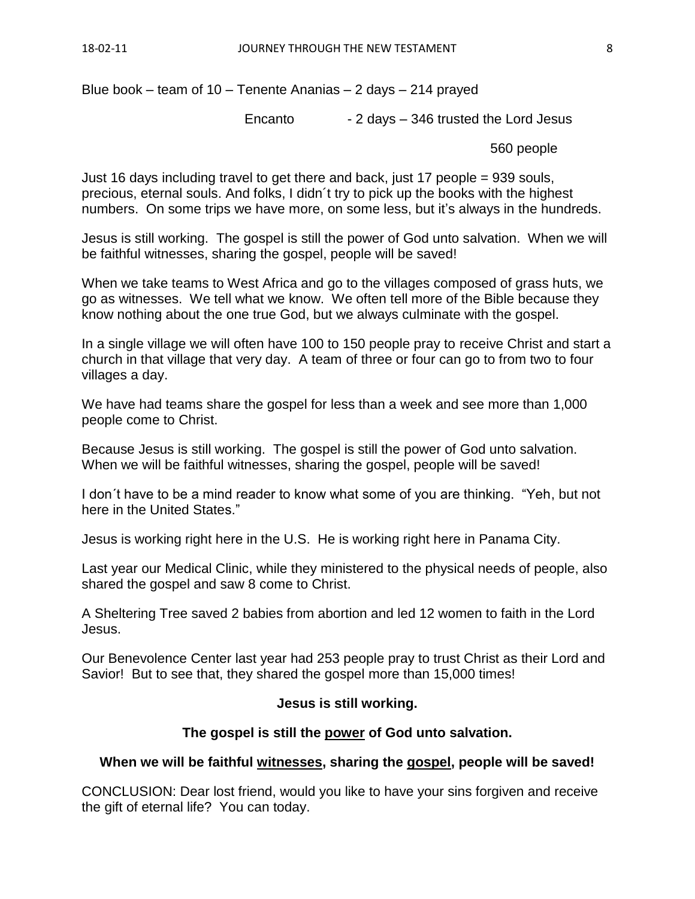Blue book – team of 10 – Tenente Ananias – 2 days – 214 prayed

Encanto - 2 days – 346 trusted the Lord Jesus

560 people

Just 16 days including travel to get there and back, just 17 people = 939 souls, precious, eternal souls. And folks, I didn´t try to pick up the books with the highest numbers. On some trips we have more, on some less, but it's always in the hundreds.

Jesus is still working. The gospel is still the power of God unto salvation. When we will be faithful witnesses, sharing the gospel, people will be saved!

When we take teams to West Africa and go to the villages composed of grass huts, we go as witnesses. We tell what we know. We often tell more of the Bible because they know nothing about the one true God, but we always culminate with the gospel.

In a single village we will often have 100 to 150 people pray to receive Christ and start a church in that village that very day. A team of three or four can go to from two to four villages a day.

We have had teams share the gospel for less than a week and see more than 1,000 people come to Christ.

Because Jesus is still working. The gospel is still the power of God unto salvation. When we will be faithful witnesses, sharing the gospel, people will be saved!

I don´t have to be a mind reader to know what some of you are thinking. "Yeh, but not here in the United States."

Jesus is working right here in the U.S. He is working right here in Panama City.

Last year our Medical Clinic, while they ministered to the physical needs of people, also shared the gospel and saw 8 come to Christ.

A Sheltering Tree saved 2 babies from abortion and led 12 women to faith in the Lord Jesus.

Our Benevolence Center last year had 253 people pray to trust Christ as their Lord and Savior! But to see that, they shared the gospel more than 15,000 times!

**Jesus is still working.**

**The gospel is still the power of God unto salvation.**

**When we will be faithful witnesses, sharing the gospel, people will be saved!**

CONCLUSION: Dear lost friend, would you like to have your sins forgiven and receive the gift of eternal life? You can today.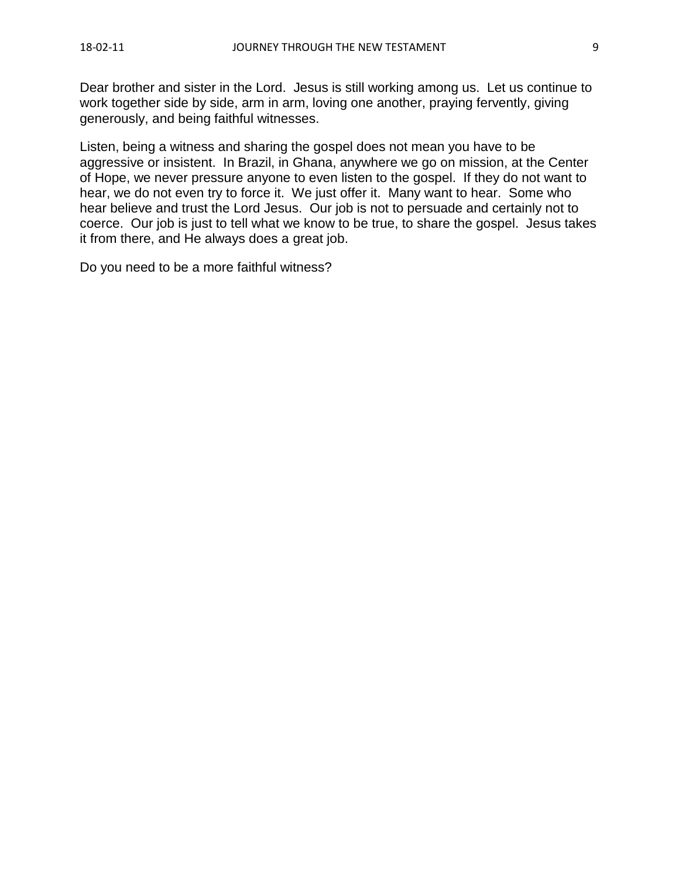Dear brother and sister in the Lord. Jesus is still working among us. Let us continue to work together side by side, arm in arm, loving one another, praying fervently, giving generously, and being faithful witnesses.

Listen, being a witness and sharing the gospel does not mean you have to be aggressive or insistent. In Brazil, in Ghana, anywhere we go on mission, at the Center of Hope, we never pressure anyone to even listen to the gospel. If they do not want to hear, we do not even try to force it. We just offer it. Many want to hear. Some who hear believe and trust the Lord Jesus. Our job is not to persuade and certainly not to coerce. Our job is just to tell what we know to be true, to share the gospel. Jesus takes it from there, and He always does a great job.

Do you need to be a more faithful witness?